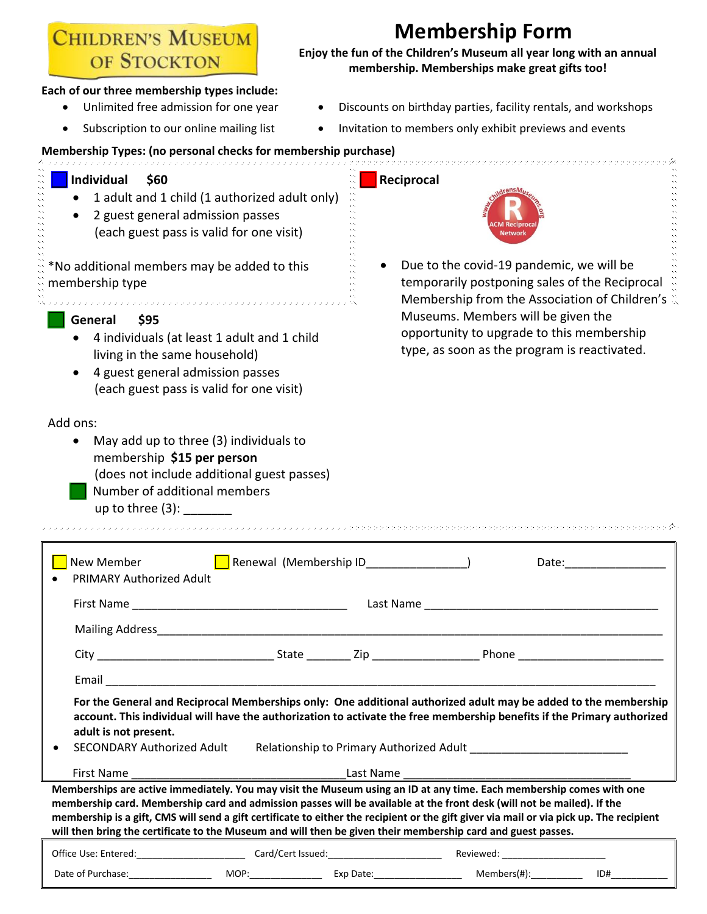CHILDREN'S MUSEUM OF STOCKTON

# Membership Form

**Enjoy the fun of the Children's Museum all year long with an annual membership. Memberships make great gifts too!**

**Each of our three membership types include:**

- Unlimited free admission for one year
- Subscription to our online mailing list
- Discounts on birthday parties, facility rentals, and workshops
- Invitation to members only exhibit previews and events

**Membership Types: (no personal checks for membership purchase)**

**Individual $60**

- 1 adult and 1 child (1 authorized adult only)
- 2 guest general admission passes (each guest pass is valid for one visit)

*No additional members may be added to this membership type

**General $95**

- 4 individuals (at least 1 adult and 1 child living in the same household)
- 4 guest general admission passes (each guest pass is valid for one visit)

Add ons:

- May add up to three (3) individuals to membership **$15 per person** (does not include additional guest passes)

Number of additional members up to three (3): _______

**Reciprocal**

www.childrensMuseums.org ACM Reciprocal Network

- Due to the covid-19 pandemic, we will be temporarily postponing sales of the Reciprocal Membership from the Association of Children's Museums. Members will be given the opportunity to upgrade to this membership type, as soon as the program is reactivated.

---

New Member    Renewal (Membership ID________________)    Date:________________

- PRIMARY Authorized Adult

First Name ___________________________________ Last Name _______________________________________

Mailing Address_______________________________________________________________________________________

City _____________________________ State _______ Zip _________________ Phone ________________________

Email _______________________________________________________________________________________________

**For the General and Reciprocal Memberships only: One additional authorized adult may be added to the membership account. This individual will have the authorization to activate the free membership benefits if the Primary authorized adult is not present.**

- SECONDARY Authorized Adult    Relationship to Primary Authorized Adult __________________________

First Name ____________________________________Last Name ____________________________________

**Memberships are active immediately. You may visit the Museum using an ID at any time. Each membership comes with one membership card. Membership card and admission passes will be available at the front desk (will not be mailed). If the membership is a gift, CMS will send a gift certificate to either the recipient or the gift giver via mail or via pick up. The recipient will then bring the certificate to the Museum and will then be given their membership card and guest passes.**

Office Use: Entered:____________________ Card/Cert Issued:______________________ Reviewed: ____________________

Date of Purchase:________________ MOP:______________ Exp Date:_________________ Members(#):__________ ID#___________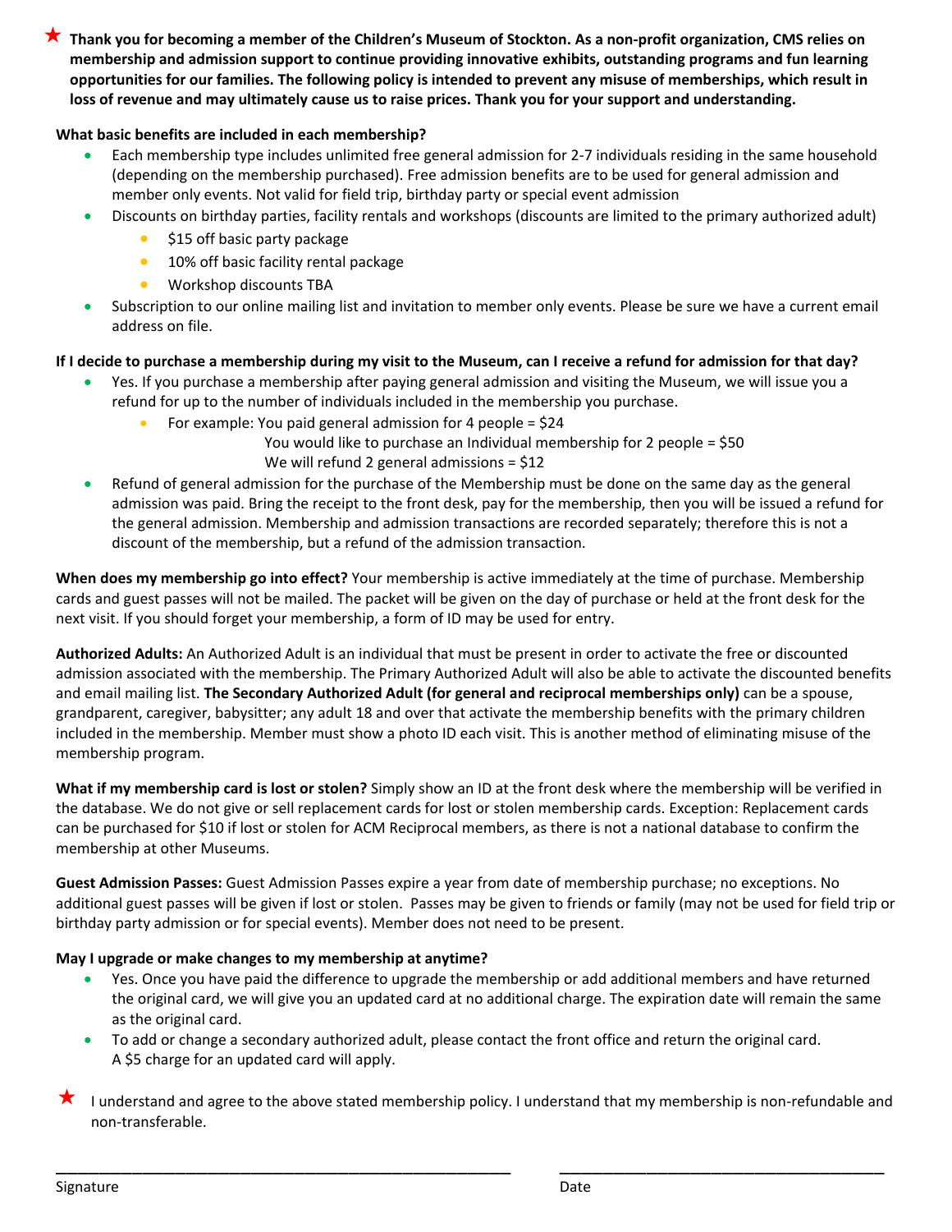★ **Thank you for becoming a member of the Children's Museum of Stockton. As a non-profit organization, CMS relies on membership and admission support to continue providing innovative exhibits, outstanding programs and fun learning opportunities for our families. The following policy is intended to prevent any misuse of memberships, which result in loss of revenue and may ultimately cause us to raise prices. Thank you for your support and understanding.**

**What basic benefits are included in each membership?**

- Each membership type includes unlimited free general admission for 2-7 individuals residing in the same household (depending on the membership purchased). Free admission benefits are to be used for general admission and member only events. Not valid for field trip, birthday party or special event admission
- Discounts on birthday parties, facility rentals and workshops (discounts are limited to the primary authorized adult)
  - $15 off basic party package
  - 10% off basic facility rental package
  - Workshop discounts TBA
- Subscription to our online mailing list and invitation to member only events. Please be sure we have a current email address on file.

**If I decide to purchase a membership during my visit to the Museum, can I receive a refund for admission for that day?**

- Yes. If you purchase a membership after paying general admission and visiting the Museum, we will issue you a refund for up to the number of individuals included in the membership you purchase.
  - For example: You paid general admission for 4 people = $24
    You would like to purchase an Individual membership for 2 people = $50
    We will refund 2 general admissions = $12
- Refund of general admission for the purchase of the Membership must be done on the same day as the general admission was paid. Bring the receipt to the front desk, pay for the membership, then you will be issued a refund for the general admission. Membership and admission transactions are recorded separately; therefore this is not a discount of the membership, but a refund of the admission transaction.

**When does my membership go into effect?** Your membership is active immediately at the time of purchase. Membership cards and guest passes will not be mailed. The packet will be given on the day of purchase or held at the front desk for the next visit. If you should forget your membership, a form of ID may be used for entry.

**Authorized Adults:** An Authorized Adult is an individual that must be present in order to activate the free or discounted admission associated with the membership. The Primary Authorized Adult will also be able to activate the discounted benefits and email mailing list. **The Secondary Authorized Adult (for general and reciprocal memberships only)** can be a spouse, grandparent, caregiver, babysitter; any adult 18 and over that activate the membership benefits with the primary children included in the membership. Member must show a photo ID each visit. This is another method of eliminating misuse of the membership program.

**What if my membership card is lost or stolen?** Simply show an ID at the front desk where the membership will be verified in the database. We do not give or sell replacement cards for lost or stolen membership cards. Exception: Replacement cards can be purchased for $10 if lost or stolen for ACM Reciprocal members, as there is not a national database to confirm the membership at other Museums.

**Guest Admission Passes:** Guest Admission Passes expire a year from date of membership purchase; no exceptions. No additional guest passes will be given if lost or stolen. Passes may be given to friends or family (may not be used for field trip or birthday party admission or for special events). Member does not need to be present.

**May I upgrade or make changes to my membership at anytime?**

- Yes. Once you have paid the difference to upgrade the membership or add additional members and have returned the original card, we will give you an updated card at no additional charge. The expiration date will remain the same as the original card.
- To add or change a secondary authorized adult, please contact the front office and return the original card. A $5 charge for an updated card will apply.

★ I understand and agree to the above stated membership policy. I understand that my membership is non-refundable and non-transferable.

\_\_\_\_\_\_\_\_\_\_\_\_\_\_\_\_\_\_\_\_\_\_\_\_\_\_\_\_\_\_\_\_\_\_\_\_\_\_\_\_\_\_\_\_ \_\_\_\_\_\_\_\_\_\_\_\_\_\_\_\_\_\_\_\_\_\_\_\_\_\_\_\_\_\_\_\_

Signature Date